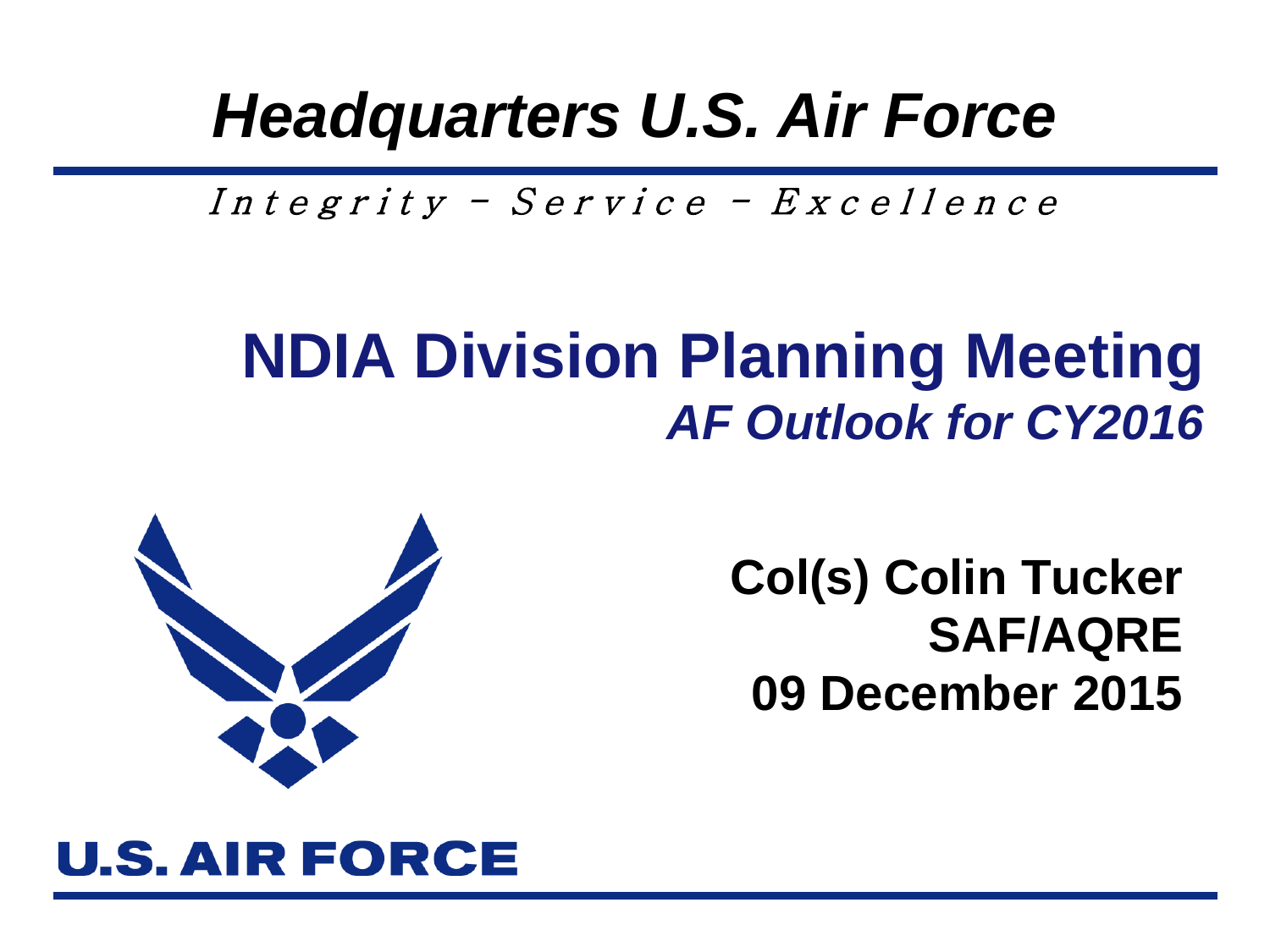*Headquarters U.S. Air Force*

*Integrity - Service - Excellence*

# NDIA Division Planning Meeting

***AF Outlook for CY2016***

**Col(s) Colin Tucker**
**SAF/AQRE**
**09 December 2015**

U.S. AIR FORCE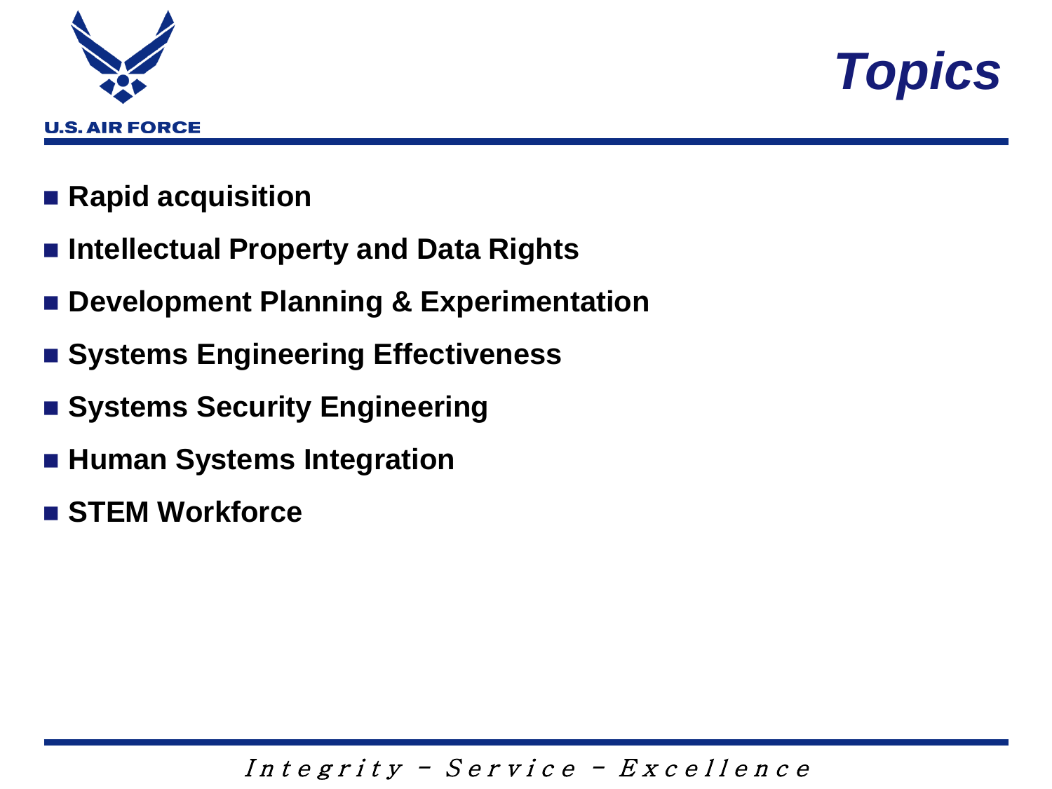# Topics

- **Rapid acquisition**
- **Intellectual Property and Data Rights**
- **Development Planning & Experimentation**
- **Systems Engineering Effectiveness**
- **Systems Security Engineering**
- **Human Systems Integration**
- **STEM Workforce**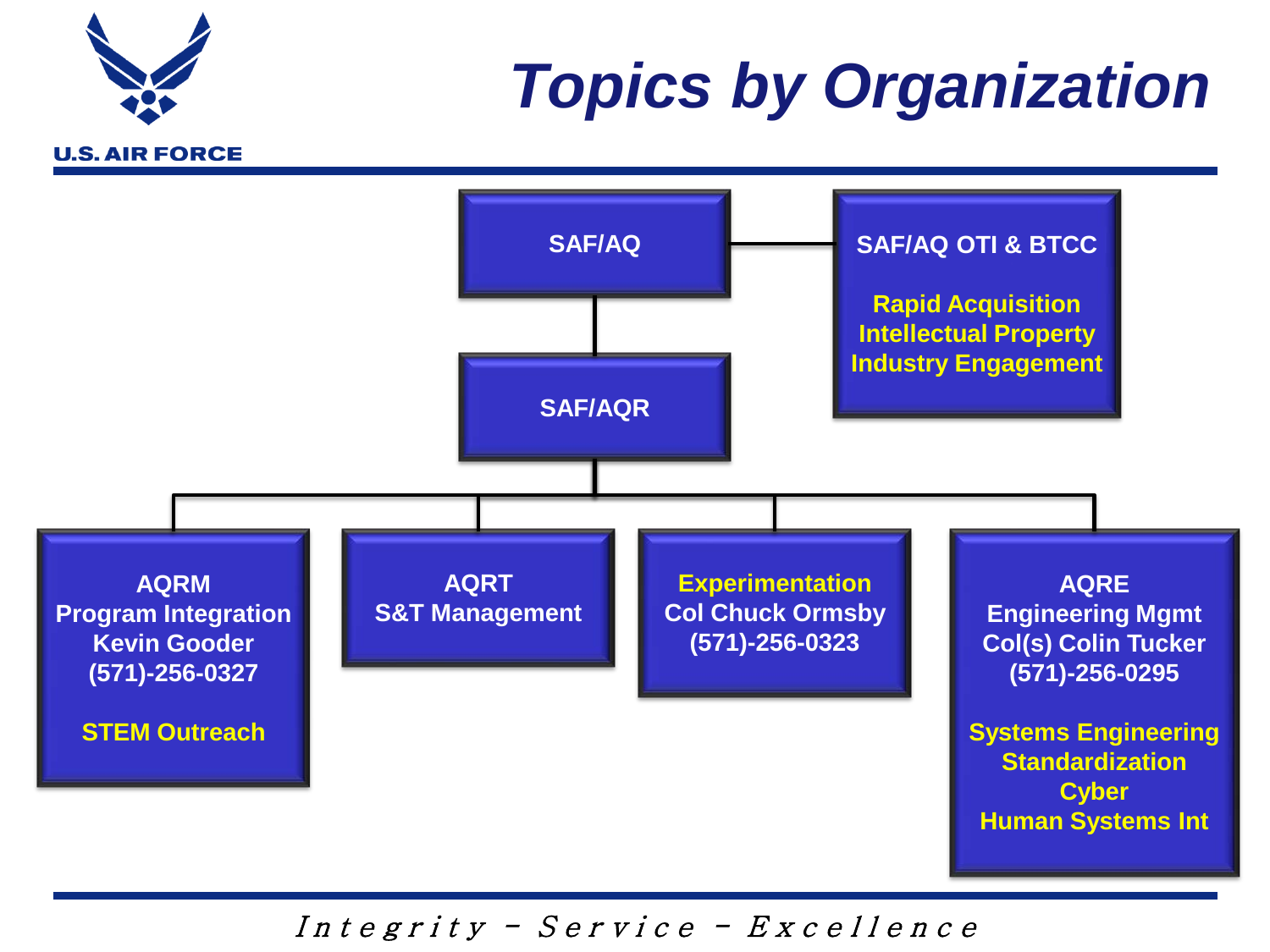# Topics by Organization

U.S. AIR FORCE

- **SAF/AQ**
  - **SAF/AQ OTI & BTCC**
    - Rapid Acquisition
    - Intellectual Property
    - Industry Engagement
  - **SAF/AQR**
    - **AQRM**
      Program Integration
      Kevin Gooder
      (571)-256-0327
      - STEM Outreach
    - **AQRT**
      S&T Management
      - **Experimentation**
        Col Chuck Ormsby
        (571)-256-0323
    - **AQRE**
      Engineering Mgmt
      Col(s) Colin Tucker
      (571)-256-0295
      - Systems Engineering
      - Standardization
      - Cyber
      - Human Systems Int

*Integrity - Service - Excellence*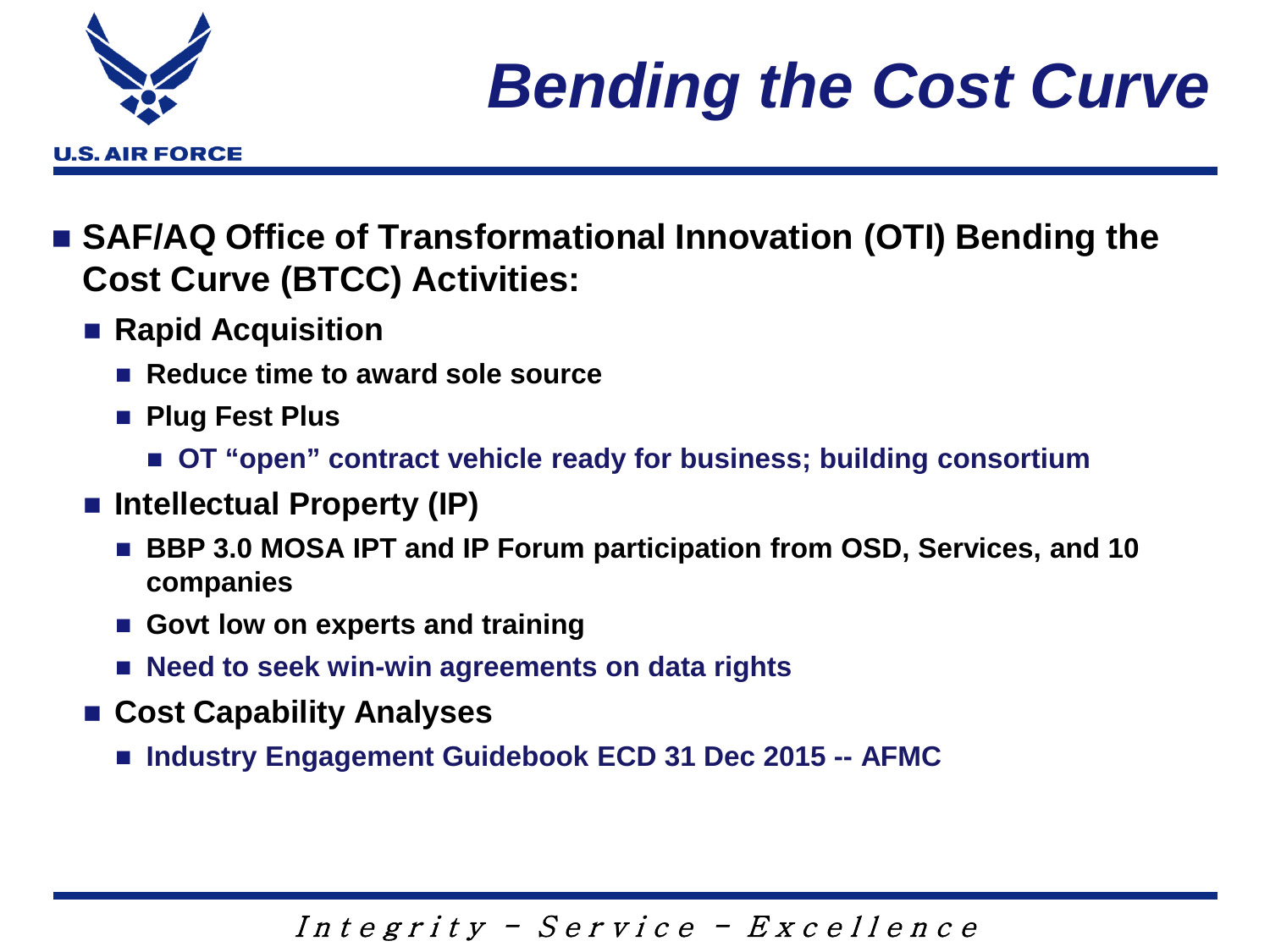# Bending the Cost Curve

- **SAF/AQ Office of Transformational Innovation (OTI) Bending the Cost Curve (BTCC) Activities:**
  - **Rapid Acquisition**
    - **Reduce time to award sole source**
    - **Plug Fest Plus**
      - **OT "open" contract vehicle ready for business; building consortium**
  - **Intellectual Property (IP)**
    - **BBP 3.0 MOSA IPT and IP Forum participation from OSD, Services, and 10 companies**
    - **Govt low on experts and training**
    - **Need to seek win-win agreements on data rights**
  - **Cost Capability Analyses**
    - **Industry Engagement Guidebook ECD 31 Dec 2015 -- AFMC**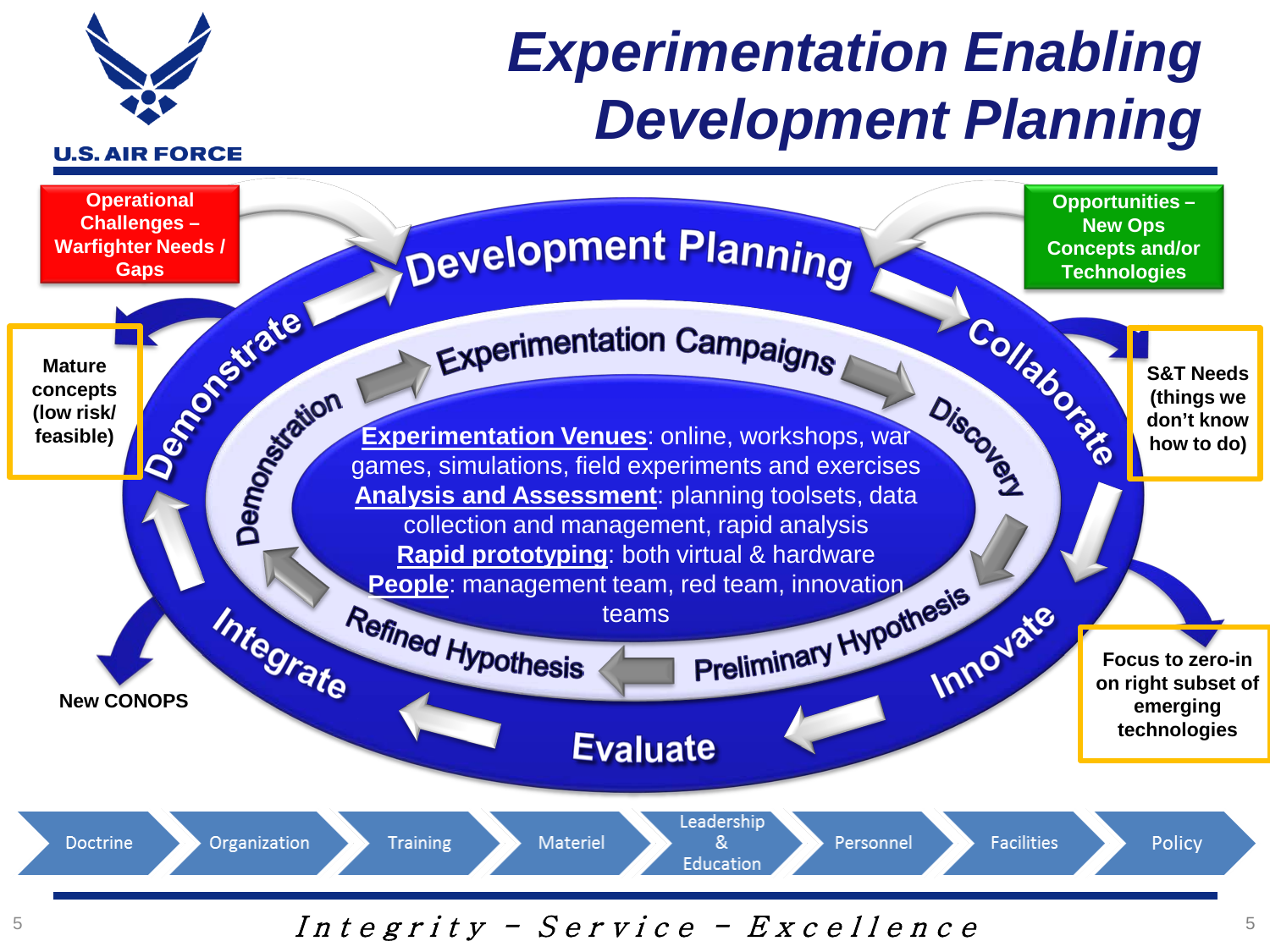# Experimentation Enabling Development Planning

U.S. AIR FORCE

Operational Challenges – Warfighter Needs / Gaps

Opportunities – New Ops Concepts and/or Technologies

Development Planning

Collaborate → Innovate → Evaluate → Integrate → Demonstrate

Experimentation Campaigns

Discovery → Preliminary Hypothesis → Refined Hypothesis → Demonstration

**Experimentation Venues**: online, workshops, war games, simulations, field experiments and exercises
**Analysis and Assessment**: planning toolsets, data collection and management, rapid analysis
**Rapid prototyping**: both virtual & hardware
**People**: management team, red team, innovation teams

Mature concepts (low risk/ feasible)

S&T Needs (things we don't know how to do)

Focus to zero-in on right subset of emerging technologies

New CONOPS

Doctrine → Organization → Training → Materiel → Leadership & Education → Personnel → Facilities → Policy

*Integrity - Service - Excellence*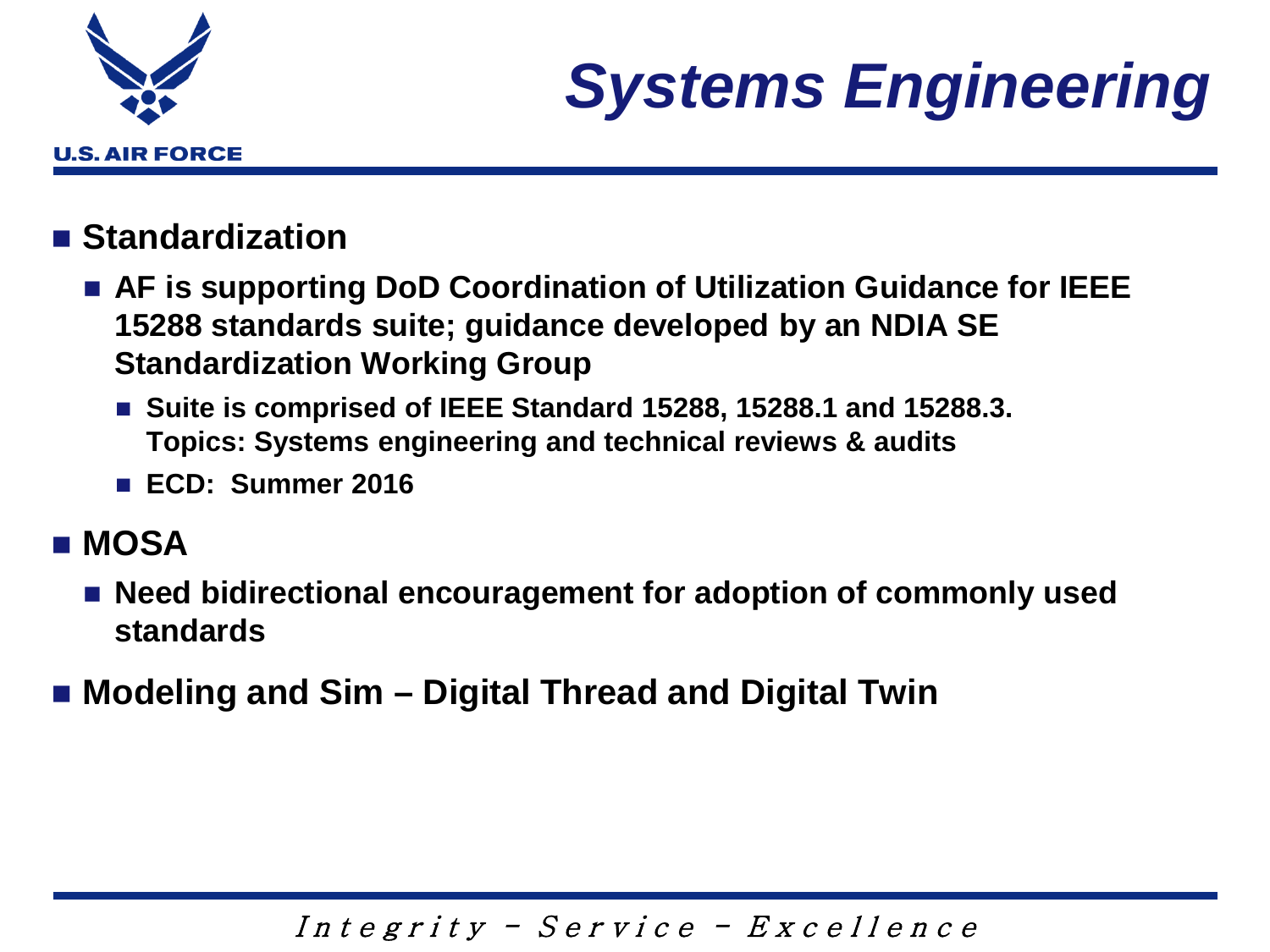# Systems Engineering

- **Standardization**
  - **AF is supporting DoD Coordination of Utilization Guidance for IEEE 15288 standards suite; guidance developed by an NDIA SE Standardization Working Group**
    - **Suite is comprised of IEEE Standard 15288, 15288.1 and 15288.3. Topics: Systems engineering and technical reviews & audits**
    - **ECD: Summer 2016**
- **MOSA**
  - **Need bidirectional encouragement for adoption of commonly used standards**
- **Modeling and Sim – Digital Thread and Digital Twin**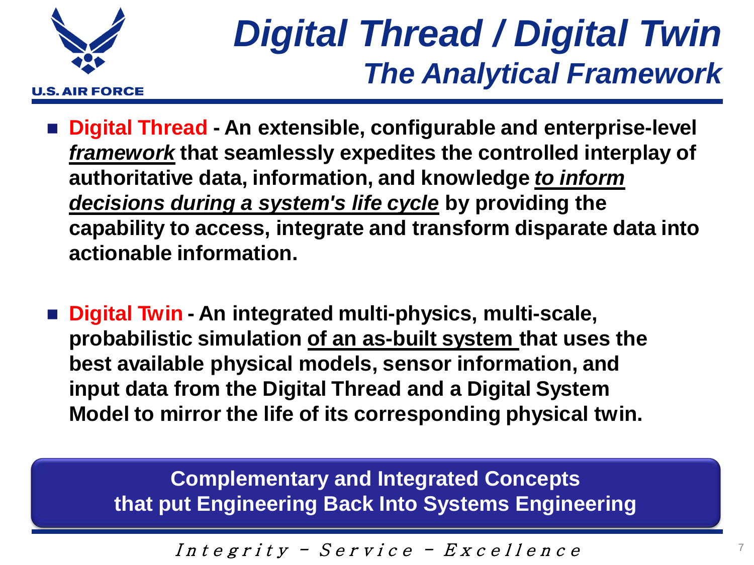# *Digital Thread / Digital Twin*

## *The Analytical Framework*

- **Digital Thread - An extensible, configurable and enterprise-level *framework* that seamlessly expedites the controlled interplay of authoritative data, information, and knowledge *to inform decisions during a system's life cycle* by providing the capability to access, integrate and transform disparate data into actionable information.**

- **Digital Twin - An integrated multi-physics, multi-scale, probabilistic simulation of an as-built system that uses the best available physical models, sensor information, and input data from the Digital Thread and a Digital System Model to mirror the life of its corresponding physical twin.**

**Complementary and Integrated Concepts that put Engineering Back Into Systems Engineering**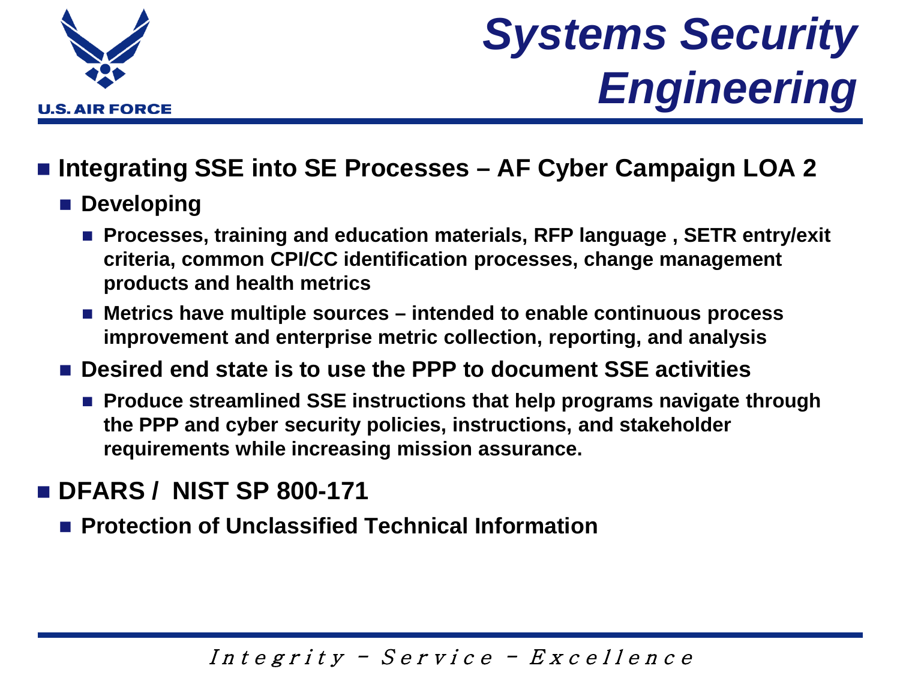# Systems Security Engineering

- **Integrating SSE into SE Processes – AF Cyber Campaign LOA 2**
  - **Developing**
    - **Processes, training and education materials, RFP language , SETR entry/exit criteria, common CPI/CC identification processes, change management products and health metrics**
    - **Metrics have multiple sources – intended to enable continuous process improvement and enterprise metric collection, reporting, and analysis**
  - **Desired end state is to use the PPP to document SSE activities**
    - **Produce streamlined SSE instructions that help programs navigate through the PPP and cyber security policies, instructions, and stakeholder requirements while increasing mission assurance.**
- **DFARS / NIST SP 800-171**
  - **Protection of Unclassified Technical Information**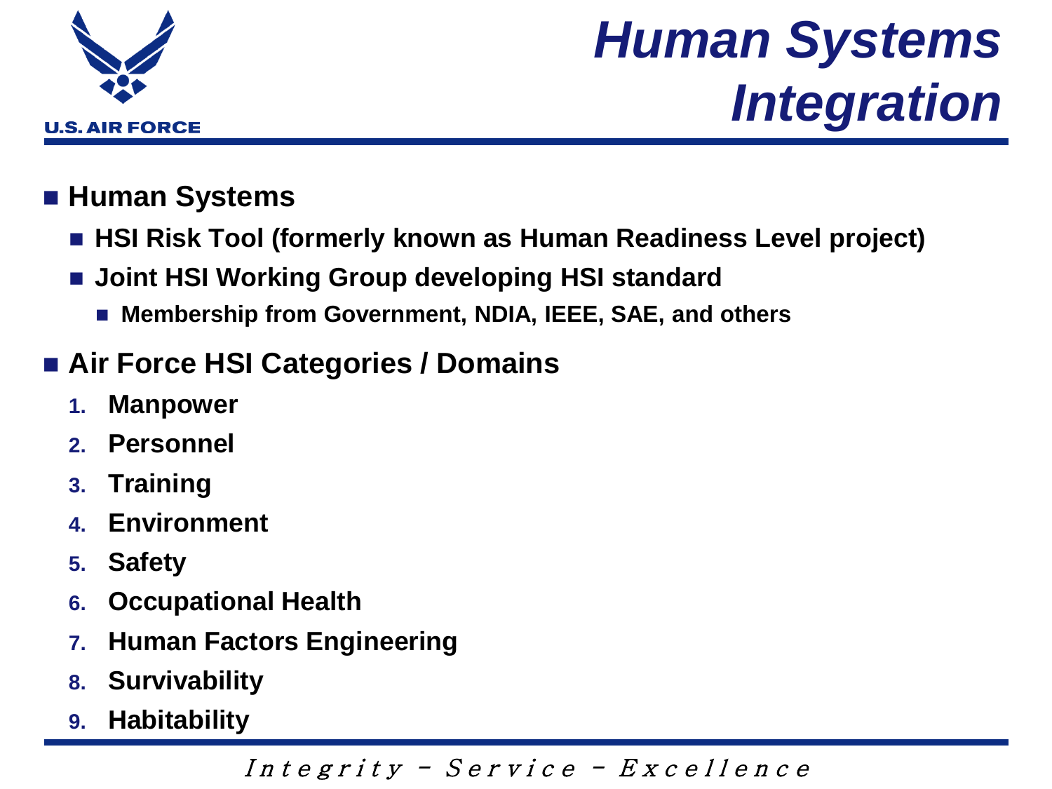# Human Systems Integration

- **Human Systems**
  - **HSI Risk Tool (formerly known as Human Readiness Level project)**
  - **Joint HSI Working Group developing HSI standard**
    - **Membership from Government, NDIA, IEEE, SAE, and others**
- **Air Force HSI Categories / Domains**
  1. **Manpower**
  2. **Personnel**
  3. **Training**
  4. **Environment**
  5. **Safety**
  6. **Occupational Health**
  7. **Human Factors Engineering**
  8. **Survivability**
  9. **Habitability**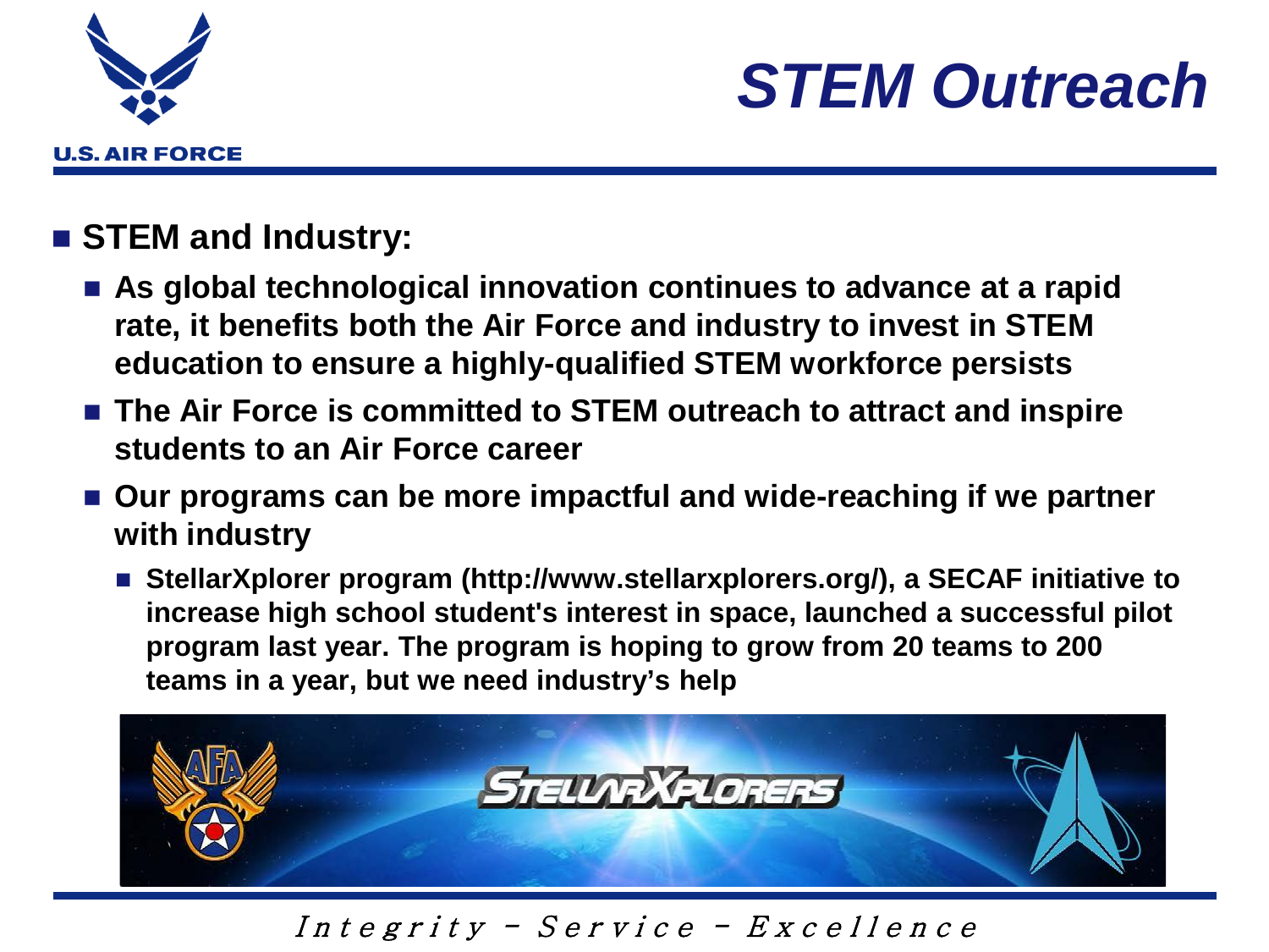# STEM Outreach

- **STEM and Industry:**
  - **As global technological innovation continues to advance at a rapid rate, it benefits both the Air Force and industry to invest in STEM education to ensure a highly-qualified STEM workforce persists**
  - **The Air Force is committed to STEM outreach to attract and inspire students to an Air Force career**
  - **Our programs can be more impactful and wide-reaching if we partner with industry**
    - **StellarXplorer program (http://www.stellarxplorers.org/), a SECAF initiative to increase high school student's interest in space, launched a successful pilot program last year. The program is hoping to grow from 20 teams to 200 teams in a year, but we need industry's help**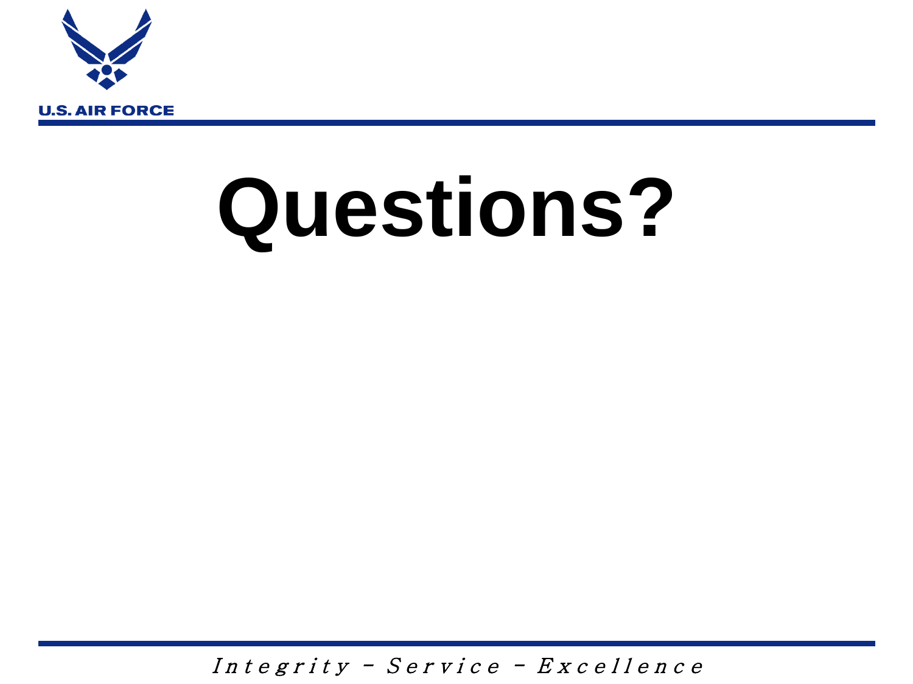# Questions?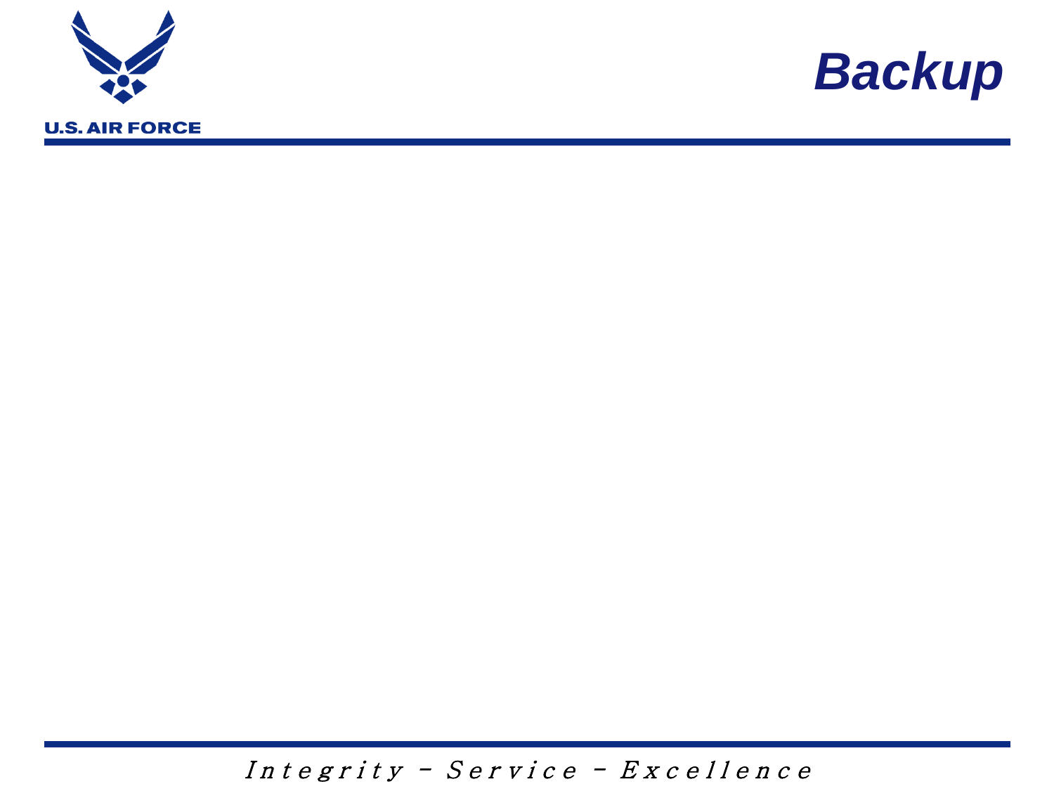# Backup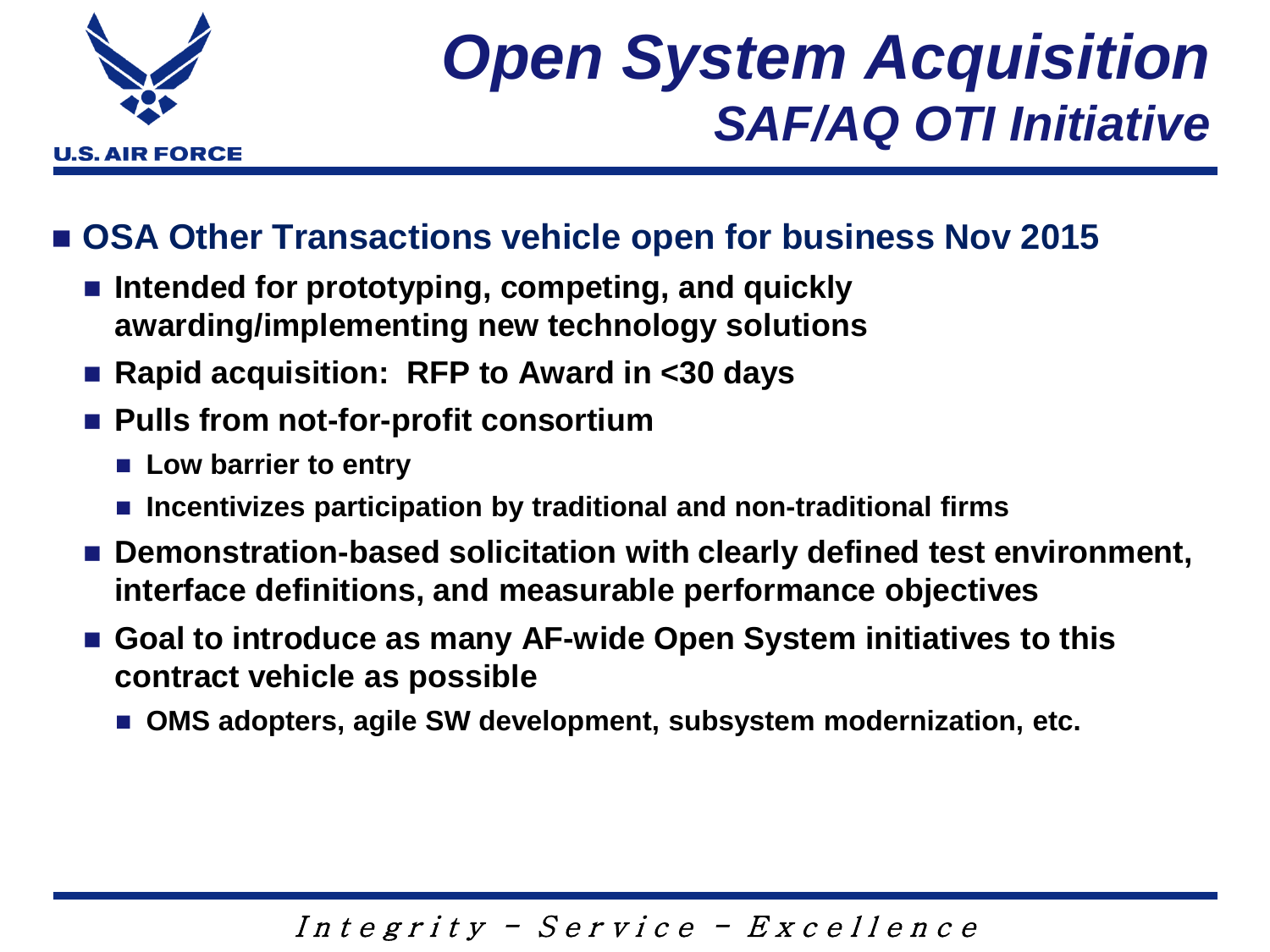# *Open System Acquisition*

## *SAF/AQ OTI Initiative*

- **OSA Other Transactions vehicle open for business Nov 2015**
  - **Intended for prototyping, competing, and quickly awarding/implementing new technology solutions**
  - **Rapid acquisition: RFP to Award in <30 days**
  - **Pulls from not-for-profit consortium**
    - **Low barrier to entry**
    - **Incentivizes participation by traditional and non-traditional firms**
  - **Demonstration-based solicitation with clearly defined test environment, interface definitions, and measurable performance objectives**
  - **Goal to introduce as many AF-wide Open System initiatives to this contract vehicle as possible**
    - **OMS adopters, agile SW development, subsystem modernization, etc.**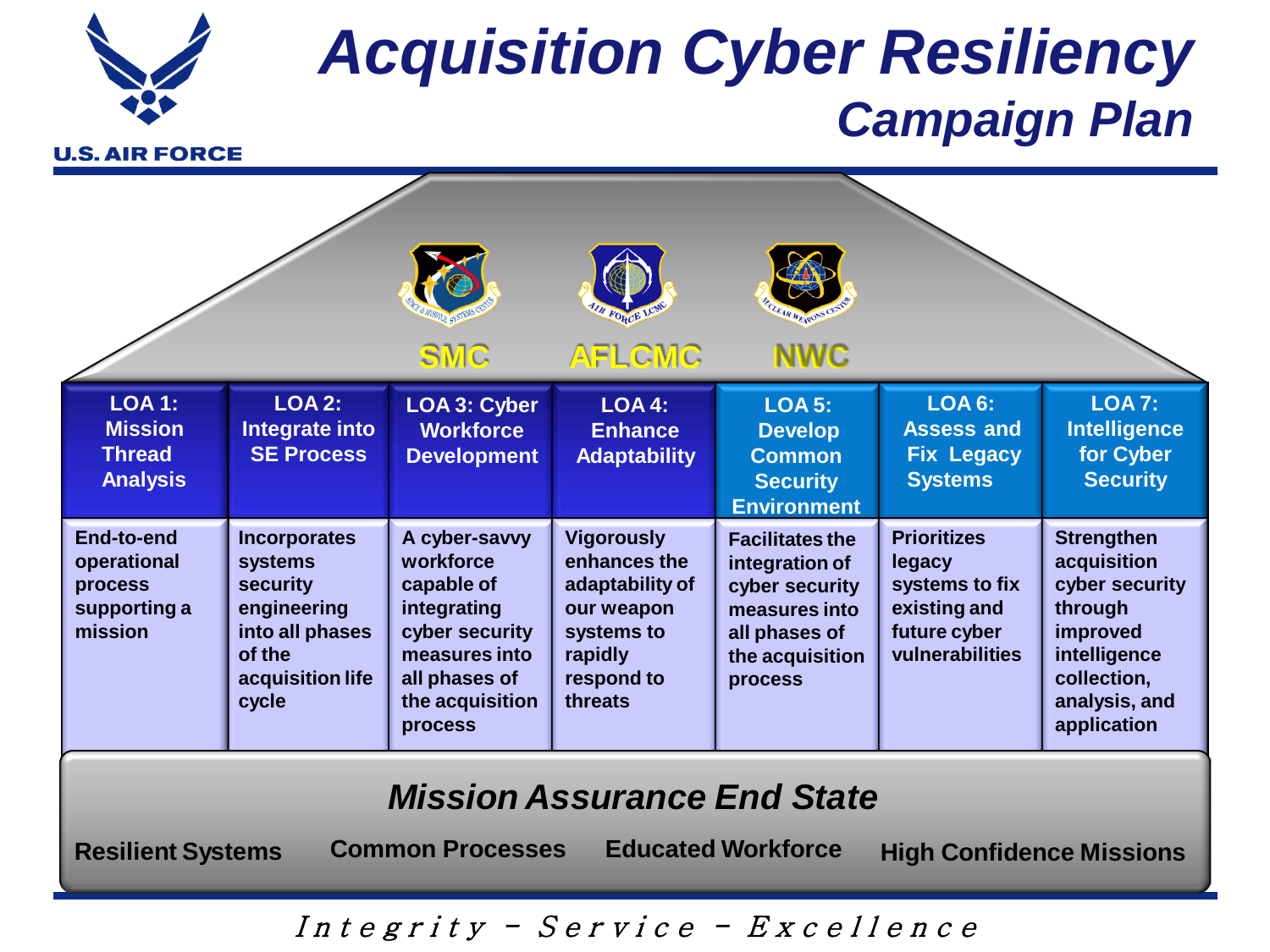# Acquisition Cyber Resiliency

## Campaign Plan

SMC | AFLCMC | NWC

| LOA 1: Mission Thread Analysis | LOA 2: Integrate into SE Process | LOA 3: Cyber Workforce Development | LOA 4: Enhance Adaptability | LOA 5: Develop Common Security Environment | LOA 6: Assess and Fix Legacy Systems | LOA 7: Intelligence for Cyber Security |
|---|---|---|---|---|---|---|
| End-to-end operational process supporting a mission | Incorporates systems security engineering into all phases of the acquisition life cycle | A cyber-savvy workforce capable of integrating cyber security measures into all phases of the acquisition process | Vigorously enhances the adaptability of our weapon systems to rapidly respond to threats | Facilitates the integration of cyber security measures into all phases of the acquisition process | Prioritizes legacy systems to fix existing and future cyber vulnerabilities | Strengthen acquisition cyber security through improved intelligence collection, analysis, and application |

### *Mission Assurance End State*

**Resilient Systems** | **Common Processes** | **Educated Workforce** | **High Confidence Missions**

*Integrity - Service - Excellence*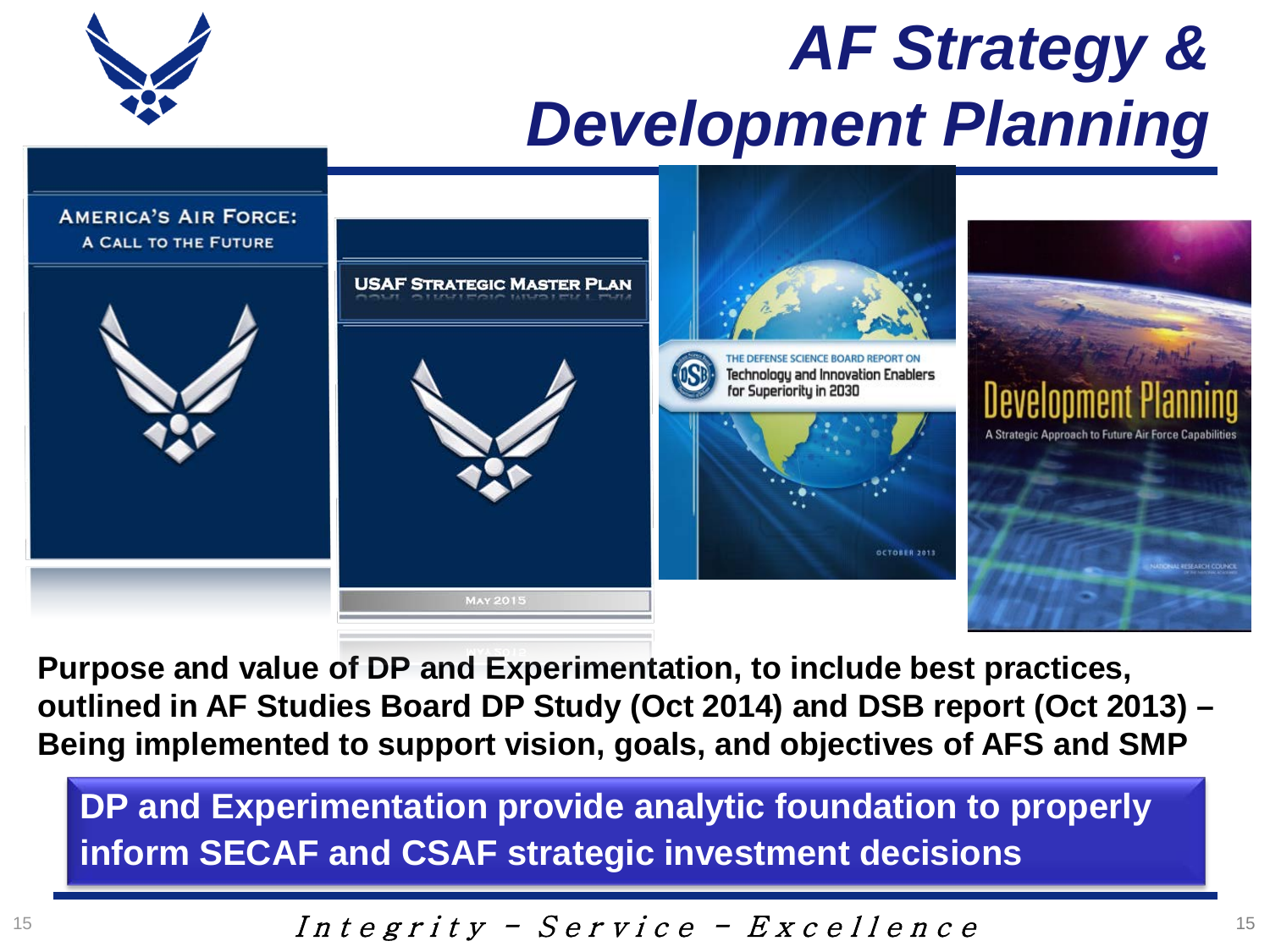# AF Strategy & Development Planning

AMERICA'S AIR FORCE: A CALL TO THE FUTURE

USAF STRATEGIC MASTER PLAN

MAY 2015

THE DEFENSE SCIENCE BOARD REPORT ON Technology and Innovation Enablers for Superiority in 2030

OCTOBER 2013

Development Planning

A Strategic Approach to Future Air Force Capabilities

**Purpose and value of DP and Experimentation, to include best practices, outlined in AF Studies Board DP Study (Oct 2014) and DSB report (Oct 2013) – Being implemented to support vision, goals, and objectives of AFS and SMP**

**DP and Experimentation provide analytic foundation to properly inform SECAF and CSAF strategic investment decisions**

*Integrity - Service - Excellence*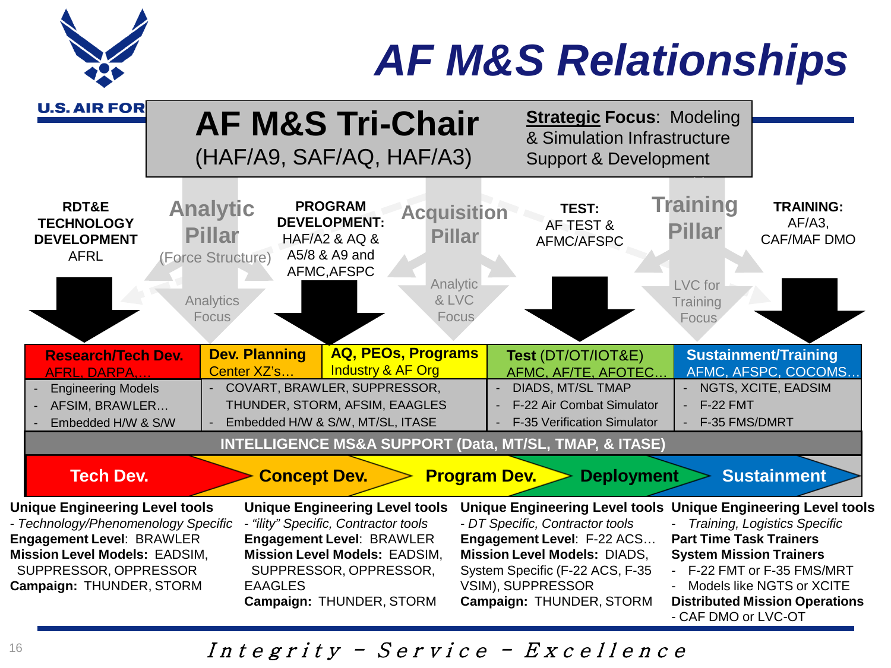# AF M&S Relationships

U.S. AIR FORCE

## AF M&S Tri-Chair
(HAF/A9, SAF/AQ, HAF/A3)

**Strategic Focus**: Modeling & Simulation Infrastructure Support & Development

**RDT&E TECHNOLOGY DEVELOPMENT**
AFRL

Analytic Pillar
(Force Structure)
Analytics Focus

**PROGRAM DEVELOPMENT:**
HAF/A2 & AQ & A5/8 & A9 and AFMC,AFSPC

Acquisition Pillar
Analytic & LVC Focus

**TEST:**
AF TEST & AFMC/AFSPC

Training Pillar
LVC for Training Focus

**TRAINING:**
AF/A3, CAF/MAF DMO

| Research/Tech Dev. AFRL, DARPA,… | Dev. Planning Center XZ's… / AQ, PEOs, Programs Industry & AF Org | Test (DT/OT/IOT&E) AFMC, AF/TE, AFOTEC… | Sustainment/Training AFMC, AFSPC, COCOMS… |
|---|---|---|---|
| - Engineering Models<br>- AFSIM, BRAWLER…<br>- Embedded H/W & S/W | - COVART, BRAWLER, SUPPRESSOR, THUNDER, STORM, AFSIM, EAAGLES<br>- Embedded H/W & S/W, MT/SL, ITASE | - DIADS, MT/SL TMAP<br>- F-22 Air Combat Simulator<br>- F-35 Verification Simulator | - NGTS, XCITE, EADSIM<br>- F-22 FMT<br>- F-35 FMS/DMRT |

**INTELLIGENCE MS&A SUPPORT (Data, MT/SL, TMAP, & ITASE)**

Tech Dev. → Concept Dev. → Program Dev. → Deployment → Sustainment

**Unique Engineering Level tools**
- *Technology/Phenomenology Specific*
**Engagement Level**: BRAWLER
**Mission Level Models:** EADSIM, SUPPRESSOR, OPPRESSOR
**Campaign:** THUNDER, STORM

**Unique Engineering Level tools**
- *"ility" Specific, Contractor tools*
**Engagement Level**: BRAWLER
**Mission Level Models:** EADSIM, SUPPRESSOR, OPPRESSOR, EAAGLES
**Campaign:** THUNDER, STORM

**Unique Engineering Level tools**
- *DT Specific, Contractor tools*
**Engagement Level**: F-22 ACS…
**Mission Level Models:** DIADS, System Specific (F-22 ACS, F-35 VSIM), SUPPRESSOR
**Campaign:** THUNDER, STORM

**Unique Engineering Level tools**
- *Training, Logistics Specific*
**Part Time Task Trainers**
**System Mission Trainers**
- F-22 FMT or F-35 FMS/MRT
- Models like NGTS or XCITE
**Distributed Mission Operations**
- CAF DMO or LVC-OT

*Integrity - Service - Excellence*